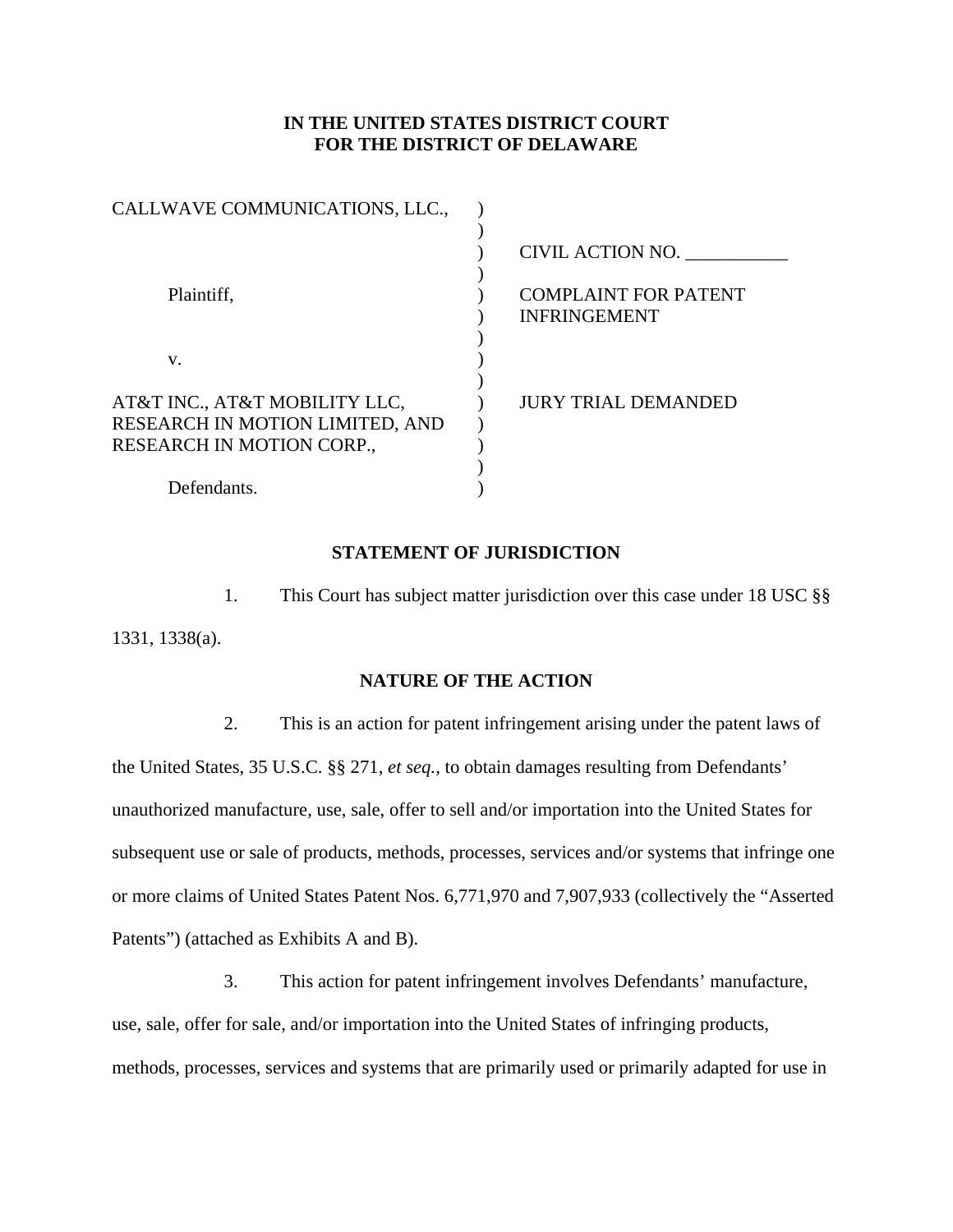**IN THE UNITED STATES DISTRICT COURT**
**FOR THE DISTRICT OF DELAWARE**

| | |
|---|---|
| CALLWAVE COMMUNICATIONS, LLC., | CIVIL ACTION NO. ___________ |
| Plaintiff, | COMPLAINT FOR PATENT INFRINGEMENT |
| v. | |
| AT&T INC., AT&T MOBILITY LLC, RESEARCH IN MOTION LIMITED, AND RESEARCH IN MOTION CORP., | JURY TRIAL DEMANDED |
| Defendants. | |

## STATEMENT OF JURISDICTION

1. This Court has subject matter jurisdiction over this case under 18 USC §§ 1331, 1338(a).

## NATURE OF THE ACTION

2. This is an action for patent infringement arising under the patent laws of the United States, 35 U.S.C. §§ 271, *et seq.*, to obtain damages resulting from Defendants' unauthorized manufacture, use, sale, offer to sell and/or importation into the United States for subsequent use or sale of products, methods, processes, services and/or systems that infringe one or more claims of United States Patent Nos. 6,771,970 and 7,907,933 (collectively the "Asserted Patents") (attached as Exhibits A and B).

3. This action for patent infringement involves Defendants' manufacture, use, sale, offer for sale, and/or importation into the United States of infringing products, methods, processes, services and systems that are primarily used or primarily adapted for use in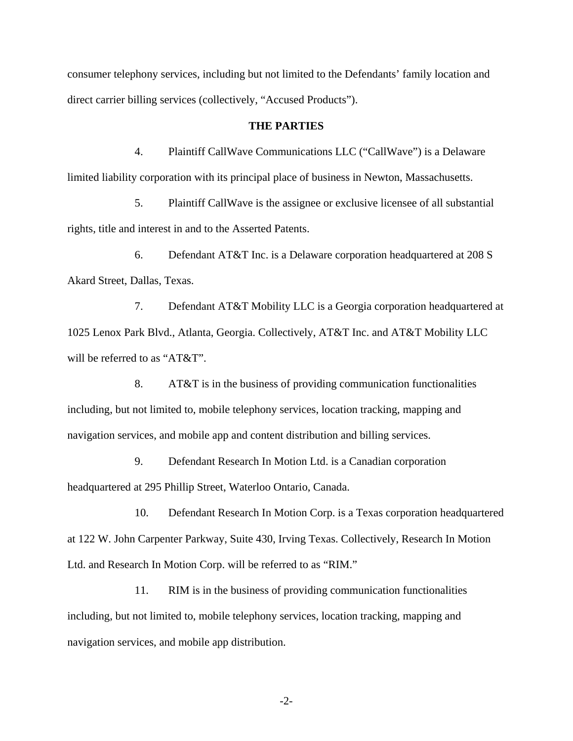consumer telephony services, including but not limited to the Defendants' family location and direct carrier billing services (collectively, "Accused Products").

## THE PARTIES

4. Plaintiff CallWave Communications LLC ("CallWave") is a Delaware limited liability corporation with its principal place of business in Newton, Massachusetts.

5. Plaintiff CallWave is the assignee or exclusive licensee of all substantial rights, title and interest in and to the Asserted Patents.

6. Defendant AT&T Inc. is a Delaware corporation headquartered at 208 S Akard Street, Dallas, Texas.

7. Defendant AT&T Mobility LLC is a Georgia corporation headquartered at 1025 Lenox Park Blvd., Atlanta, Georgia. Collectively, AT&T Inc. and AT&T Mobility LLC will be referred to as "AT&T".

8. AT&T is in the business of providing communication functionalities including, but not limited to, mobile telephony services, location tracking, mapping and navigation services, and mobile app and content distribution and billing services.

9. Defendant Research In Motion Ltd. is a Canadian corporation headquartered at 295 Phillip Street, Waterloo Ontario, Canada.

10. Defendant Research In Motion Corp. is a Texas corporation headquartered at 122 W. John Carpenter Parkway, Suite 430, Irving Texas. Collectively, Research In Motion Ltd. and Research In Motion Corp. will be referred to as "RIM."

11. RIM is in the business of providing communication functionalities including, but not limited to, mobile telephony services, location tracking, mapping and navigation services, and mobile app distribution.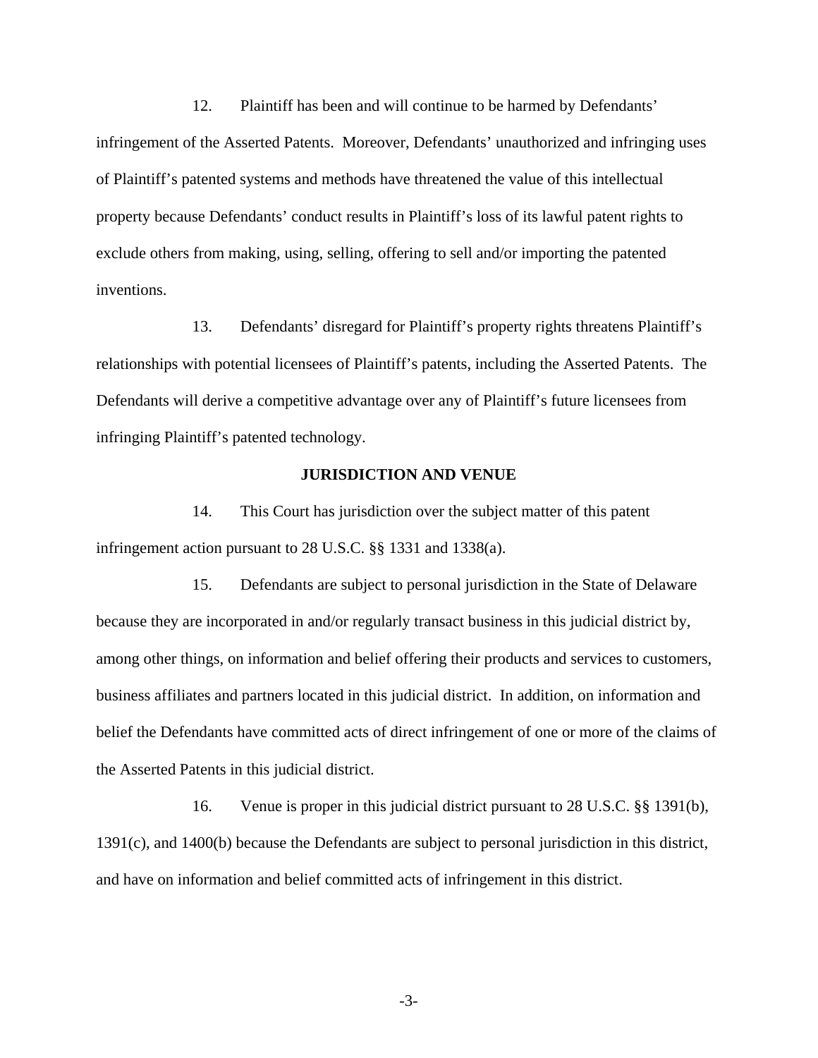12. Plaintiff has been and will continue to be harmed by Defendants' infringement of the Asserted Patents. Moreover, Defendants' unauthorized and infringing uses of Plaintiff's patented systems and methods have threatened the value of this intellectual property because Defendants' conduct results in Plaintiff's loss of its lawful patent rights to exclude others from making, using, selling, offering to sell and/or importing the patented inventions.

13. Defendants' disregard for Plaintiff's property rights threatens Plaintiff's relationships with potential licensees of Plaintiff's patents, including the Asserted Patents. The Defendants will derive a competitive advantage over any of Plaintiff's future licensees from infringing Plaintiff's patented technology.

## JURISDICTION AND VENUE

14. This Court has jurisdiction over the subject matter of this patent infringement action pursuant to 28 U.S.C. §§ 1331 and 1338(a).

15. Defendants are subject to personal jurisdiction in the State of Delaware because they are incorporated in and/or regularly transact business in this judicial district by, among other things, on information and belief offering their products and services to customers, business affiliates and partners located in this judicial district. In addition, on information and belief the Defendants have committed acts of direct infringement of one or more of the claims of the Asserted Patents in this judicial district.

16. Venue is proper in this judicial district pursuant to 28 U.S.C. §§ 1391(b), 1391(c), and 1400(b) because the Defendants are subject to personal jurisdiction in this district, and have on information and belief committed acts of infringement in this district.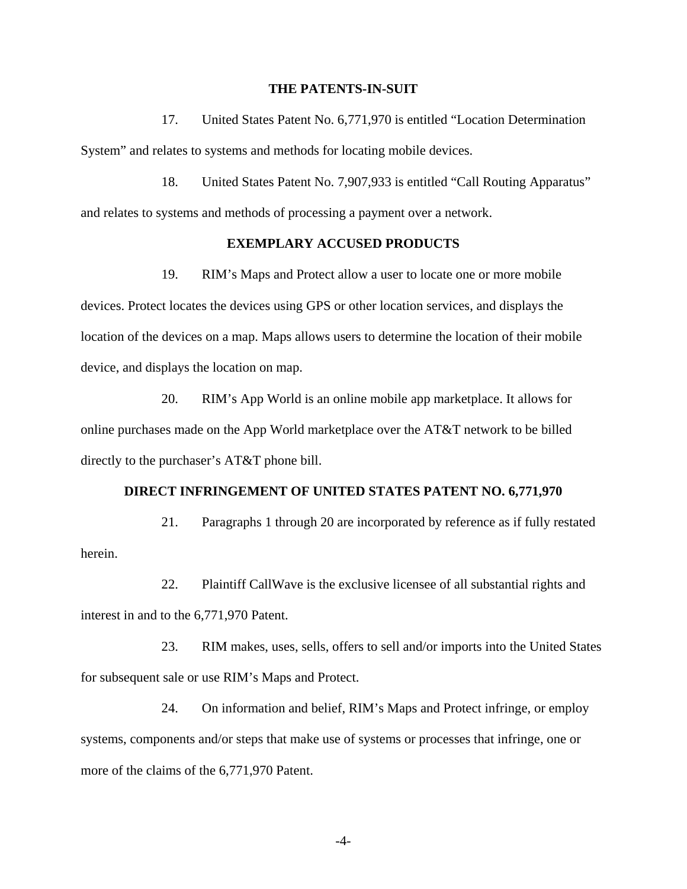## THE PATENTS-IN-SUIT

17. United States Patent No. 6,771,970 is entitled “Location Determination System” and relates to systems and methods for locating mobile devices.

18. United States Patent No. 7,907,933 is entitled “Call Routing Apparatus” and relates to systems and methods of processing a payment over a network.

## EXEMPLARY ACCUSED PRODUCTS

19. RIM’s Maps and Protect allow a user to locate one or more mobile devices. Protect locates the devices using GPS or other location services, and displays the location of the devices on a map. Maps allows users to determine the location of their mobile device, and displays the location on map.

20. RIM’s App World is an online mobile app marketplace. It allows for online purchases made on the App World marketplace over the AT&T network to be billed directly to the purchaser’s AT&T phone bill.

## DIRECT INFRINGEMENT OF UNITED STATES PATENT NO. 6,771,970

21. Paragraphs 1 through 20 are incorporated by reference as if fully restated herein.

22. Plaintiff CallWave is the exclusive licensee of all substantial rights and interest in and to the 6,771,970 Patent.

23. RIM makes, uses, sells, offers to sell and/or imports into the United States for subsequent sale or use RIM’s Maps and Protect.

24. On information and belief, RIM’s Maps and Protect infringe, or employ systems, components and/or steps that make use of systems or processes that infringe, one or more of the claims of the 6,771,970 Patent.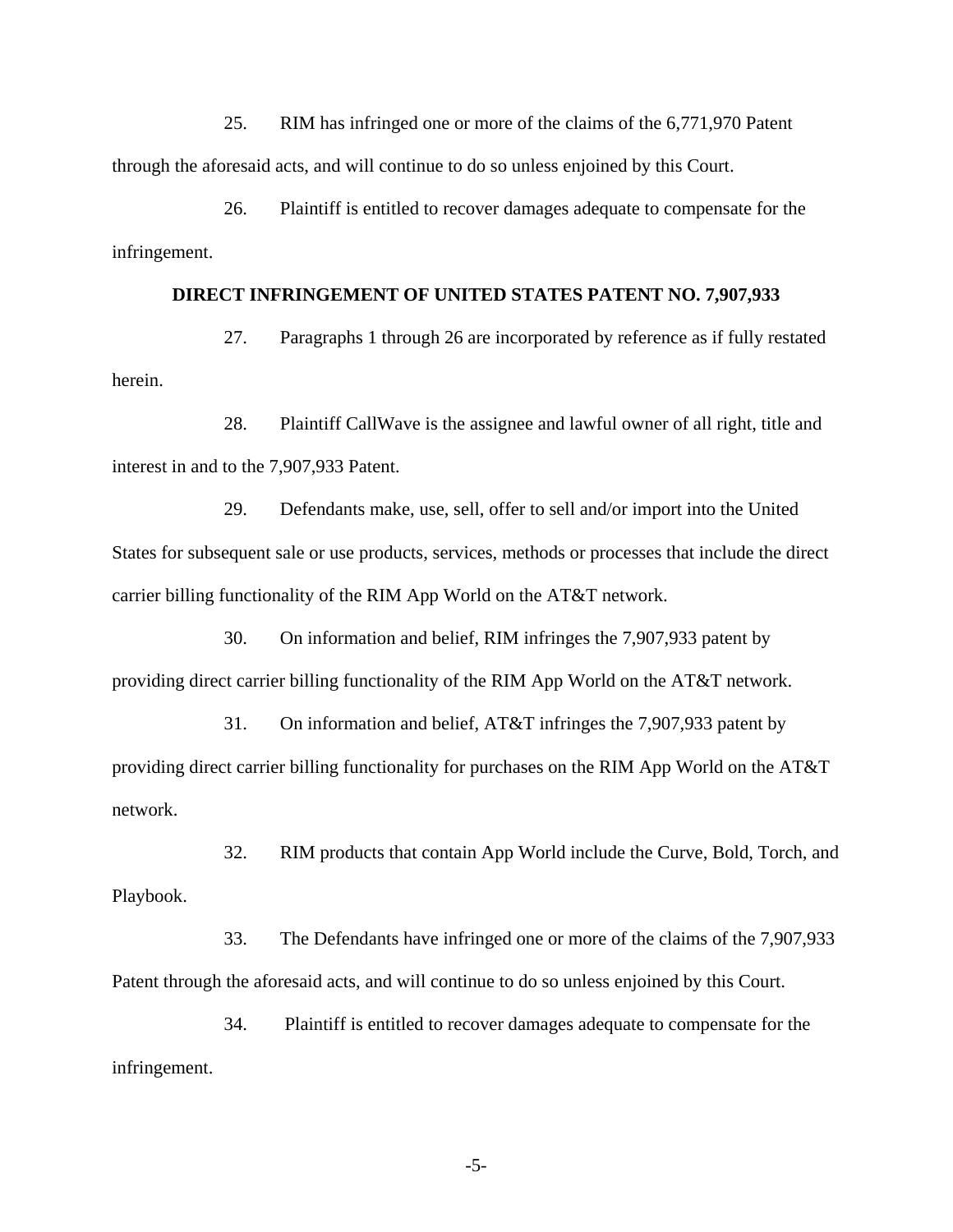25. RIM has infringed one or more of the claims of the 6,771,970 Patent through the aforesaid acts, and will continue to do so unless enjoined by this Court.

26. Plaintiff is entitled to recover damages adequate to compensate for the infringement.

**DIRECT INFRINGEMENT OF UNITED STATES PATENT NO. 7,907,933**

27. Paragraphs 1 through 26 are incorporated by reference as if fully restated herein.

28. Plaintiff CallWave is the assignee and lawful owner of all right, title and interest in and to the 7,907,933 Patent.

29. Defendants make, use, sell, offer to sell and/or import into the United States for subsequent sale or use products, services, methods or processes that include the direct carrier billing functionality of the RIM App World on the AT&T network.

30. On information and belief, RIM infringes the 7,907,933 patent by providing direct carrier billing functionality of the RIM App World on the AT&T network.

31. On information and belief, AT&T infringes the 7,907,933 patent by providing direct carrier billing functionality for purchases on the RIM App World on the AT&T network.

32. RIM products that contain App World include the Curve, Bold, Torch, and Playbook.

33. The Defendants have infringed one or more of the claims of the 7,907,933 Patent through the aforesaid acts, and will continue to do so unless enjoined by this Court.

34. Plaintiff is entitled to recover damages adequate to compensate for the infringement.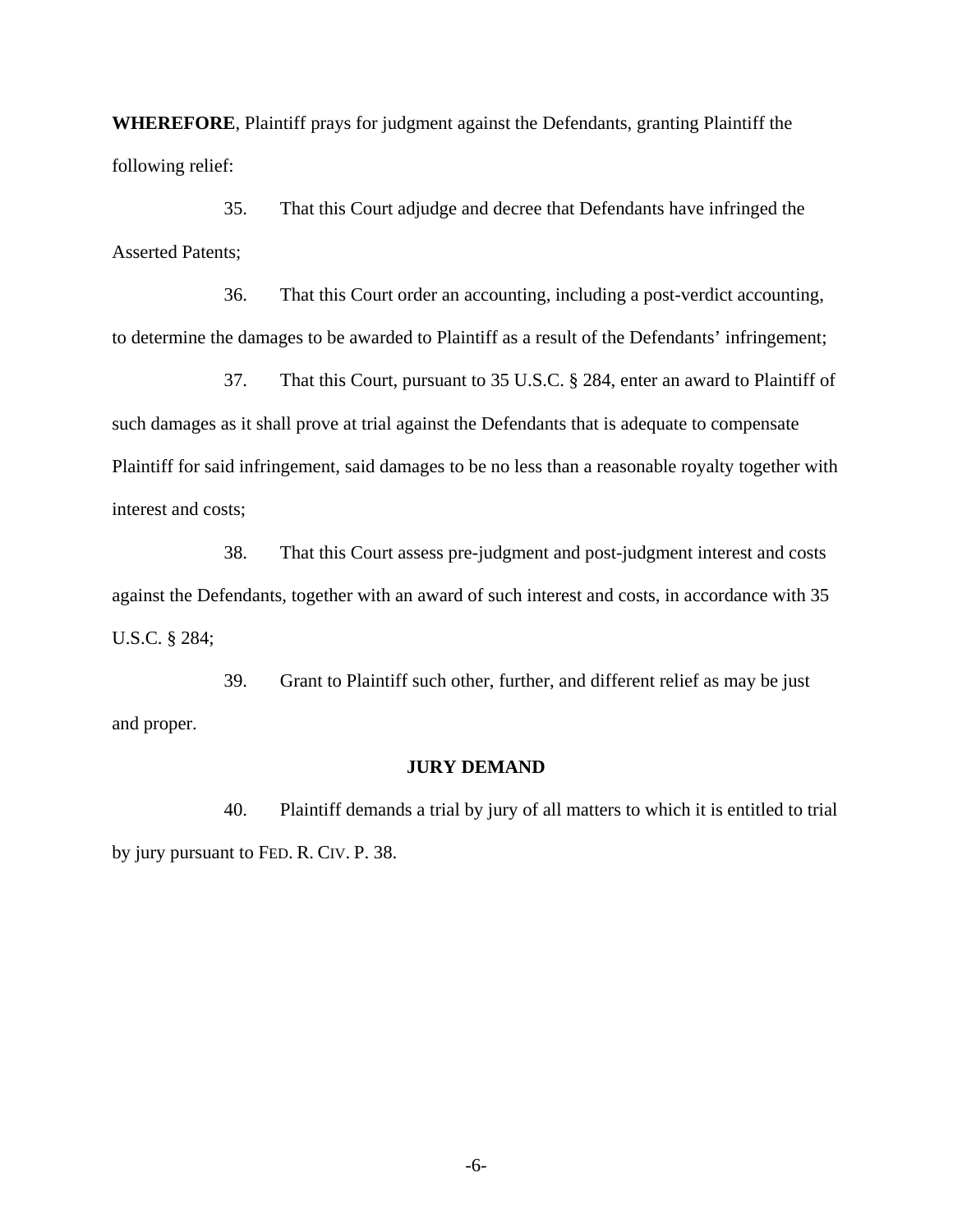**WHEREFORE**, Plaintiff prays for judgment against the Defendants, granting Plaintiff the following relief:

35. That this Court adjudge and decree that Defendants have infringed the Asserted Patents;

36. That this Court order an accounting, including a post-verdict accounting, to determine the damages to be awarded to Plaintiff as a result of the Defendants' infringement;

37. That this Court, pursuant to 35 U.S.C. § 284, enter an award to Plaintiff of such damages as it shall prove at trial against the Defendants that is adequate to compensate Plaintiff for said infringement, said damages to be no less than a reasonable royalty together with interest and costs;

38. That this Court assess pre-judgment and post-judgment interest and costs against the Defendants, together with an award of such interest and costs, in accordance with 35 U.S.C. § 284;

39. Grant to Plaintiff such other, further, and different relief as may be just and proper.

**JURY DEMAND**

40. Plaintiff demands a trial by jury of all matters to which it is entitled to trial by jury pursuant to FED. R. CIV. P. 38.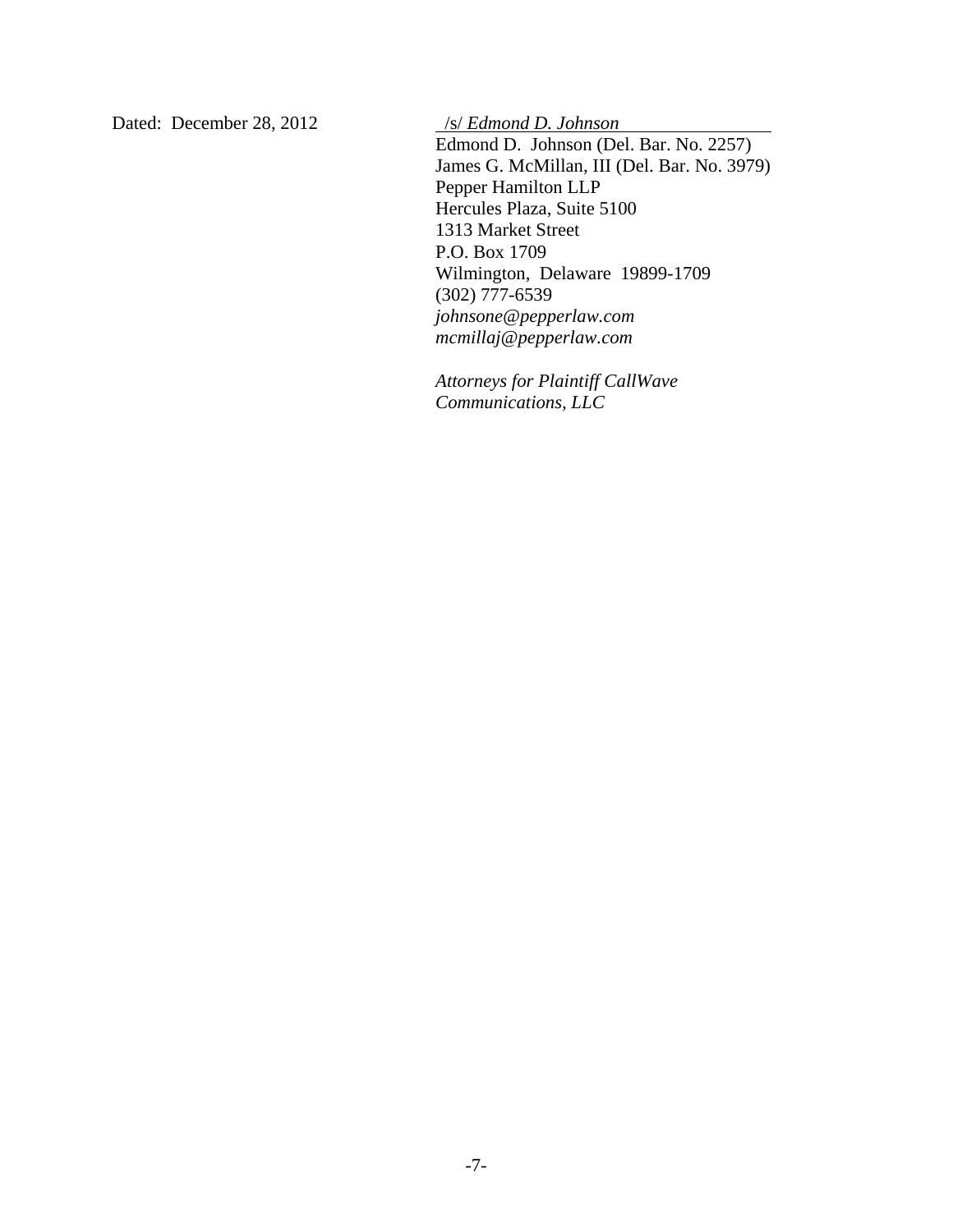Dated: December 28, 2012

/s/ *Edmond D. Johnson*
Edmond D. Johnson (Del. Bar. No. 2257)
James G. McMillan, III (Del. Bar. No. 3979)
Pepper Hamilton LLP
Hercules Plaza, Suite 5100
1313 Market Street
P.O. Box 1709
Wilmington, Delaware 19899-1709
(302) 777-6539
*johnsone@pepperlaw.com*
*mcmillaj@pepperlaw.com*

*Attorneys for Plaintiff CallWave Communications, LLC*